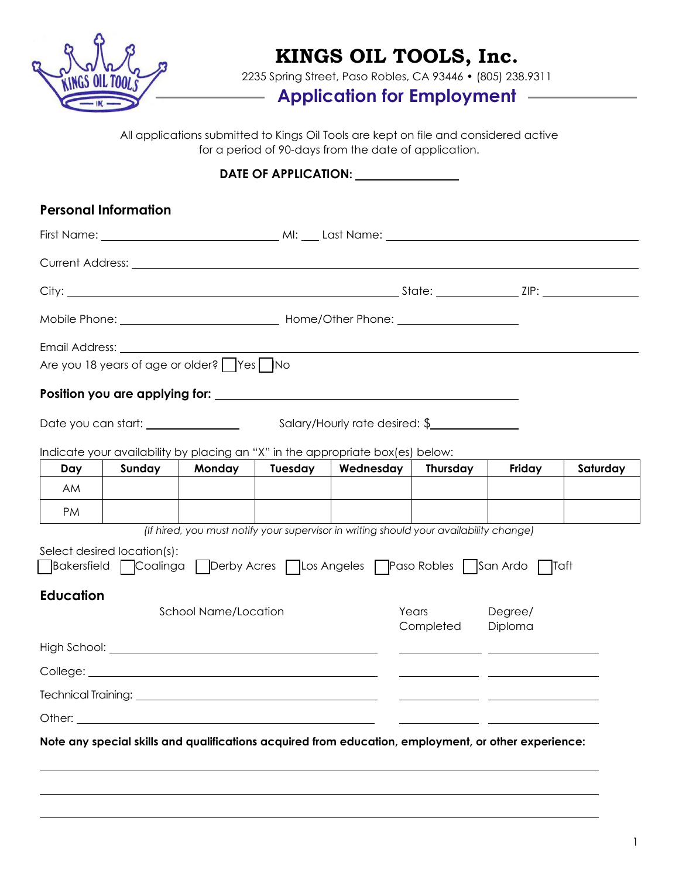# KINGS OIL TOOLS, Inc.

2235 Spring Street, Paso Robles, CA 93446 • (805) 238.9311

## Application for Employment

All applications submitted to Kings Oil Tools are kept on file and considered active for a period of 90-days from the date of application.

**DATE OF APPLICATION:** ________________

### Personal Information

First Name: ______________________________ MI: ___ Last Name: ______________________________

Current Address: ______________________________________________________________

City: ______________________________ State: ______________ ZIP: ______________

Mobile Phone: __________________________ Home/Other Phone: ____________________

Email Address: ______________________________________________________________

Are you 18 years of age or older? ☐ Yes ☐ No

**Position you are applying for:** ______________________________________________

Date you can start: _______________ Salary/Hourly rate desired: $______________

Indicate your availability by placing an "X" in the appropriate box(es) below:

| Day | Sunday | Monday | Tuesday | Wednesday | Thursday | Friday | Saturday |
|---|---|---|---|---|---|---|---|
| AM | | | | | | | |
| PM | | | | | | | |

*(If hired, you must notify your supervisor in writing should your availability change)*

Select desired location(s):

☐ Bakersfield ☐ Coalinga ☐ Derby Acres ☐ Los Angeles ☐ Paso Robles ☐ San Ardo ☐ Taft

### Education

| | School Name/Location | Years Completed | Degree/ Diploma |
|---|---|---|---|
| High School: | | | |
| College: | | | |
| Technical Training: | | | |
| Other: | | | |

**Note any special skills and qualifications acquired from education, employment, or other experience:**

______________________________________________________________

______________________________________________________________

______________________________________________________________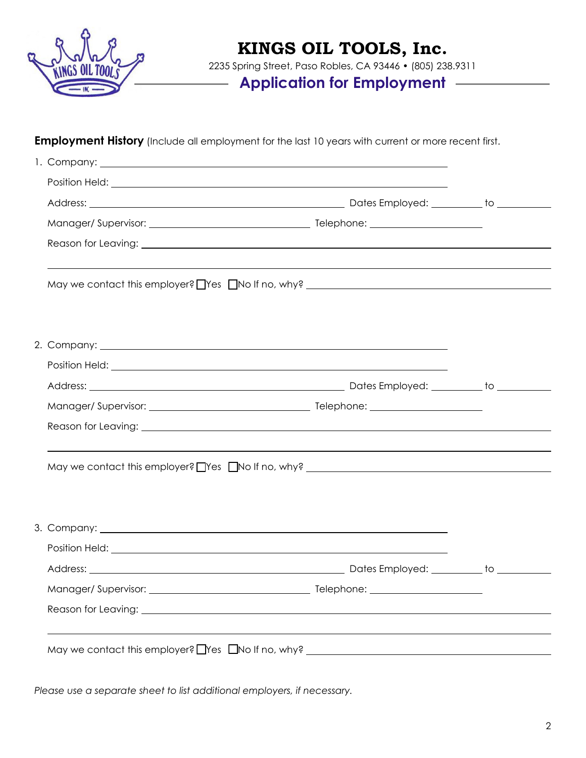# KINGS OIL TOOLS, Inc.

2235 Spring Street, Paso Robles, CA 93446 • (805) 238.9311

## Application for Employment

**Employment History** (Include all employment for the last 10 years with current or more recent first.

1. Company: ______________________________

   Position Held: ______________________________

   Address: ______________________________ Dates Employed: __________ to __________

   Manager/ Supervisor: ______________________________ Telephone: ______________________________

   Reason for Leaving: ______________________________

   ______________________________

   May we contact this employer? ☐Yes ☐No If no, why? ______________________________

2. Company: ______________________________

   Position Held: ______________________________

   Address: ______________________________ Dates Employed: __________ to __________

   Manager/ Supervisor: ______________________________ Telephone: ______________________________

   Reason for Leaving: ______________________________

   ______________________________

   May we contact this employer? ☐Yes ☐No If no, why? ______________________________

3. Company: ______________________________

   Position Held: ______________________________

   Address: ______________________________ Dates Employed: __________ to __________

   Manager/ Supervisor: ______________________________ Telephone: ______________________________

   Reason for Leaving: ______________________________

   ______________________________

   May we contact this employer? ☐Yes ☐No If no, why? ______________________________

*Please use a separate sheet to list additional employers, if necessary.*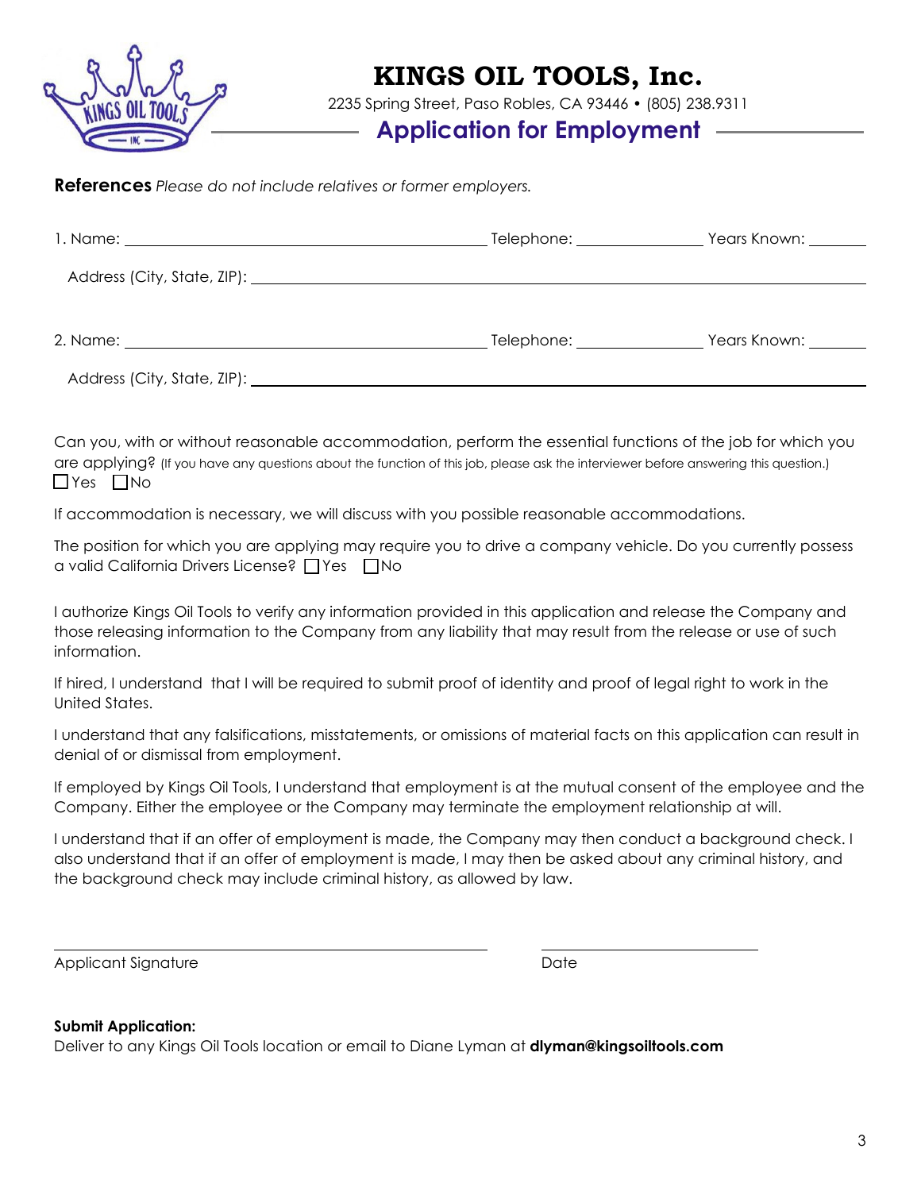# KINGS OIL TOOLS, Inc.

2235 Spring Street, Paso Robles, CA 93446 • (805) 238.9311

## Application for Employment

**References** *Please do not include relatives or former employers.*

1. Name: ______________________________ Telephone: ______________ Years Known: ________

   Address (City, State, ZIP): ______________________________________________

2. Name: ______________________________ Telephone: ______________ Years Known: ________

   Address (City, State, ZIP): ______________________________________________

Can you, with or without reasonable accommodation, perform the essential functions of the job for which you are applying? (If you have any questions about the function of this job, please ask the interviewer before answering this question.)
☐ Yes ☐ No

If accommodation is necessary, we will discuss with you possible reasonable accommodations.

The position for which you are applying may require you to drive a company vehicle. Do you currently possess a valid California Drivers License? ☐ Yes ☐ No

I authorize Kings Oil Tools to verify any information provided in this application and release the Company and those releasing information to the Company from any liability that may result from the release or use of such information.

If hired, I understand that I will be required to submit proof of identity and proof of legal right to work in the United States.

I understand that any falsifications, misstatements, or omissions of material facts on this application can result in denial of or dismissal from employment.

If employed by Kings Oil Tools, I understand that employment is at the mutual consent of the employee and the Company. Either the employee or the Company may terminate the employment relationship at will.

I understand that if an offer of employment is made, the Company may then conduct a background check. I also understand that if an offer of employment is made, I may then be asked about any criminal history, and the background check may include criminal history, as allowed by law.

______________________________ ______________________

Applicant Signature Date

**Submit Application:**
Deliver to any Kings Oil Tools location or email to Diane Lyman at **dlyman@kingsoiltools.com**